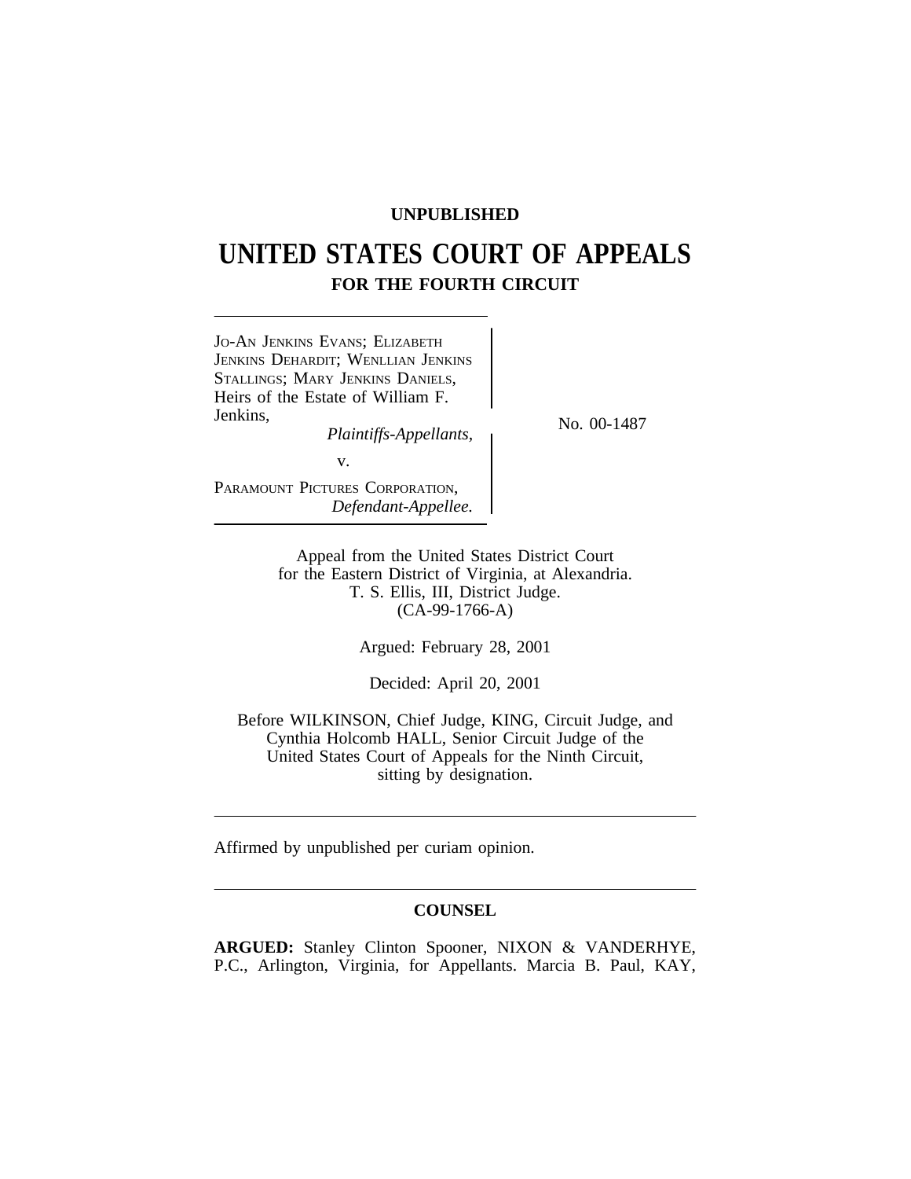**UNPUBLISHED**

# UNITED STATES COURT OF APPEALS

## FOR THE FOURTH CIRCUIT

JO-AN JENKINS EVANS; ELIZABETH JENKINS DEHARDIT; WENLLIAN JENKINS STALLINGS; MARY JENKINS DANIELS, Heirs of the Estate of William F. Jenkins,
*Plaintiffs-Appellants,*

v.

PARAMOUNT PICTURES CORPORATION,
*Defendant-Appellee.*

No. 00-1487

Appeal from the United States District Court
for the Eastern District of Virginia, at Alexandria.
T. S. Ellis, III, District Judge.
(CA-99-1766-A)

Argued: February 28, 2001

Decided: April 20, 2001

Before WILKINSON, Chief Judge, KING, Circuit Judge, and Cynthia Holcomb HALL, Senior Circuit Judge of the United States Court of Appeals for the Ninth Circuit, sitting by designation.

---

Affirmed by unpublished per curiam opinion.

---

**COUNSEL**

**ARGUED:** Stanley Clinton Spooner, NIXON & VANDERHYE, P.C., Arlington, Virginia, for Appellants. Marcia B. Paul, KAY,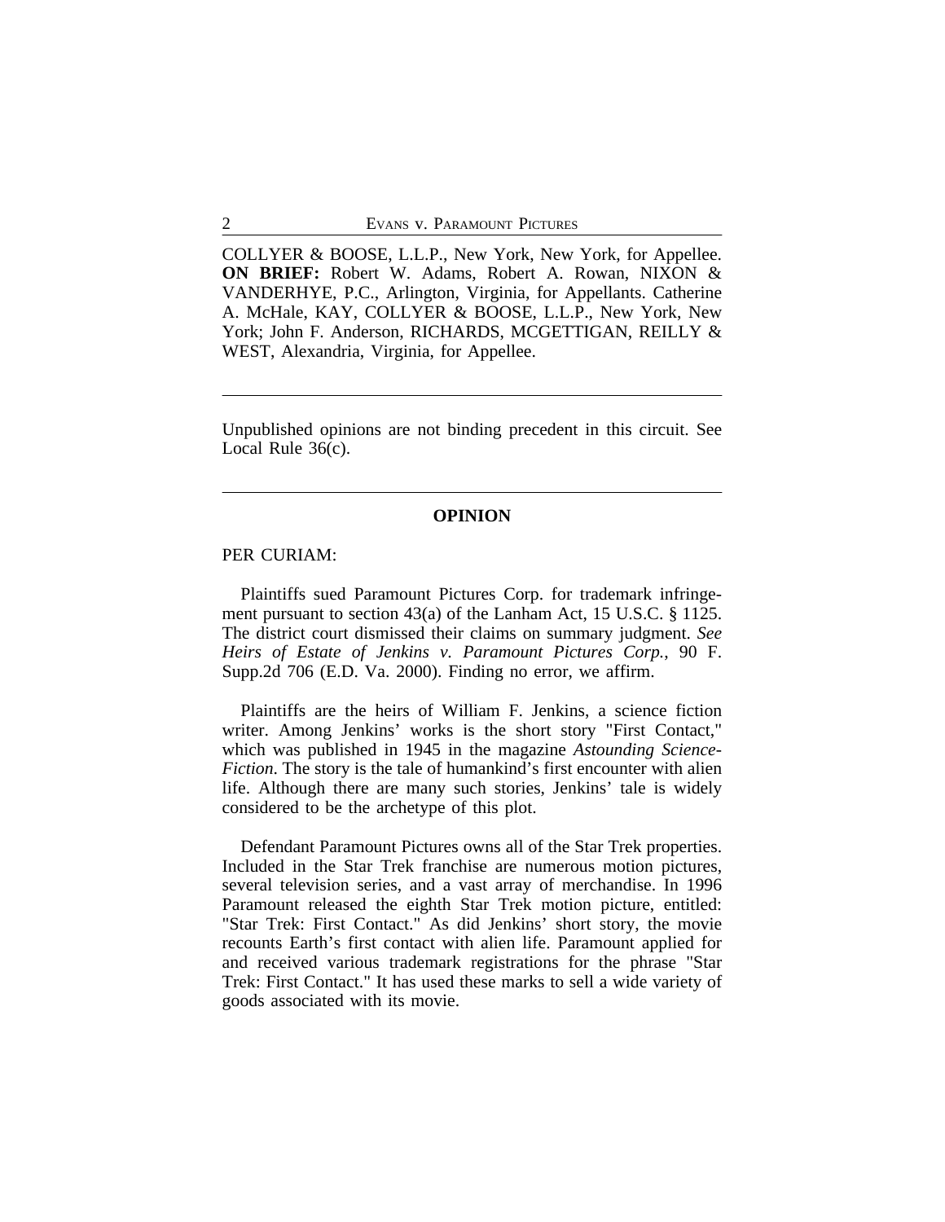COLLYER & BOOSE, L.L.P., New York, New York, for Appellee. **ON BRIEF:** Robert W. Adams, Robert A. Rowan, NIXON & VANDERHYE, P.C., Arlington, Virginia, for Appellants. Catherine A. McHale, KAY, COLLYER & BOOSE, L.L.P., New York, New York; John F. Anderson, RICHARDS, MCGETTIGAN, REILLY & WEST, Alexandria, Virginia, for Appellee.

---

Unpublished opinions are not binding precedent in this circuit. See Local Rule 36(c).

---

## OPINION

PER CURIAM:

Plaintiffs sued Paramount Pictures Corp. for trademark infringement pursuant to section 43(a) of the Lanham Act, 15 U.S.C. § 1125. The district court dismissed their claims on summary judgment. *See Heirs of Estate of Jenkins v. Paramount Pictures Corp.*, 90 F. Supp.2d 706 (E.D. Va. 2000). Finding no error, we affirm.

Plaintiffs are the heirs of William F. Jenkins, a science fiction writer. Among Jenkins' works is the short story "First Contact," which was published in 1945 in the magazine *Astounding Science-Fiction*. The story is the tale of humankind's first encounter with alien life. Although there are many such stories, Jenkins' tale is widely considered to be the archetype of this plot.

Defendant Paramount Pictures owns all of the Star Trek properties. Included in the Star Trek franchise are numerous motion pictures, several television series, and a vast array of merchandise. In 1996 Paramount released the eighth Star Trek motion picture, entitled: "Star Trek: First Contact." As did Jenkins' short story, the movie recounts Earth's first contact with alien life. Paramount applied for and received various trademark registrations for the phrase "Star Trek: First Contact." It has used these marks to sell a wide variety of goods associated with its movie.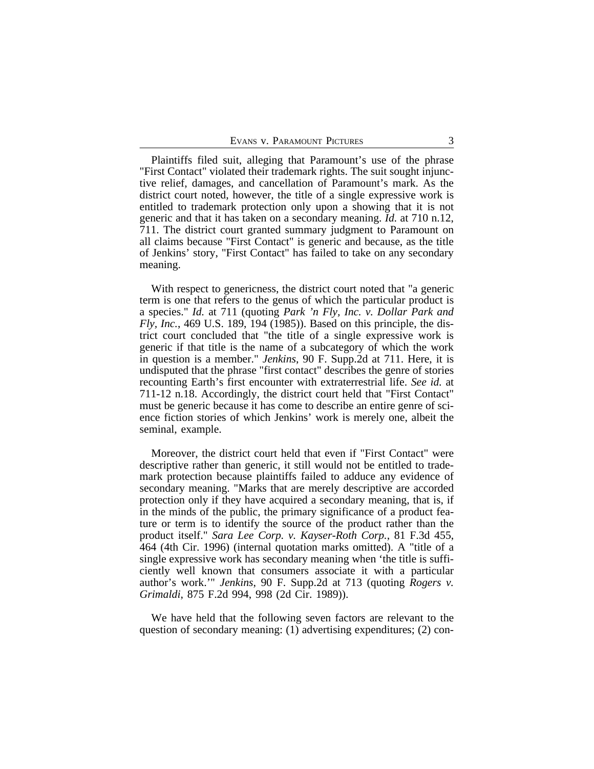Plaintiffs filed suit, alleging that Paramount's use of the phrase "First Contact" violated their trademark rights. The suit sought injunctive relief, damages, and cancellation of Paramount's mark. As the district court noted, however, the title of a single expressive work is entitled to trademark protection only upon a showing that it is not generic and that it has taken on a secondary meaning. *Id.* at 710 n.12, 711. The district court granted summary judgment to Paramount on all claims because "First Contact" is generic and because, as the title of Jenkins' story, "First Contact" has failed to take on any secondary meaning.

With respect to genericness, the district court noted that "a generic term is one that refers to the genus of which the particular product is a species." *Id.* at 711 (quoting *Park 'n Fly, Inc. v. Dollar Park and Fly, Inc.*, 469 U.S. 189, 194 (1985)). Based on this principle, the district court concluded that "the title of a single expressive work is generic if that title is the name of a subcategory of which the work in question is a member." *Jenkins*, 90 F. Supp.2d at 711. Here, it is undisputed that the phrase "first contact" describes the genre of stories recounting Earth's first encounter with extraterrestrial life. *See id.* at 711-12 n.18. Accordingly, the district court held that "First Contact" must be generic because it has come to describe an entire genre of science fiction stories of which Jenkins' work is merely one, albeit the seminal, example.

Moreover, the district court held that even if "First Contact" were descriptive rather than generic, it still would not be entitled to trademark protection because plaintiffs failed to adduce any evidence of secondary meaning. "Marks that are merely descriptive are accorded protection only if they have acquired a secondary meaning, that is, if in the minds of the public, the primary significance of a product feature or term is to identify the source of the product rather than the product itself." *Sara Lee Corp. v. Kayser-Roth Corp.*, 81 F.3d 455, 464 (4th Cir. 1996) (internal quotation marks omitted). A "title of a single expressive work has secondary meaning when 'the title is sufficiently well known that consumers associate it with a particular author's work.'" *Jenkins*, 90 F. Supp.2d at 713 (quoting *Rogers v. Grimaldi*, 875 F.2d 994, 998 (2d Cir. 1989)).

We have held that the following seven factors are relevant to the question of secondary meaning: (1) advertising expenditures; (2) con-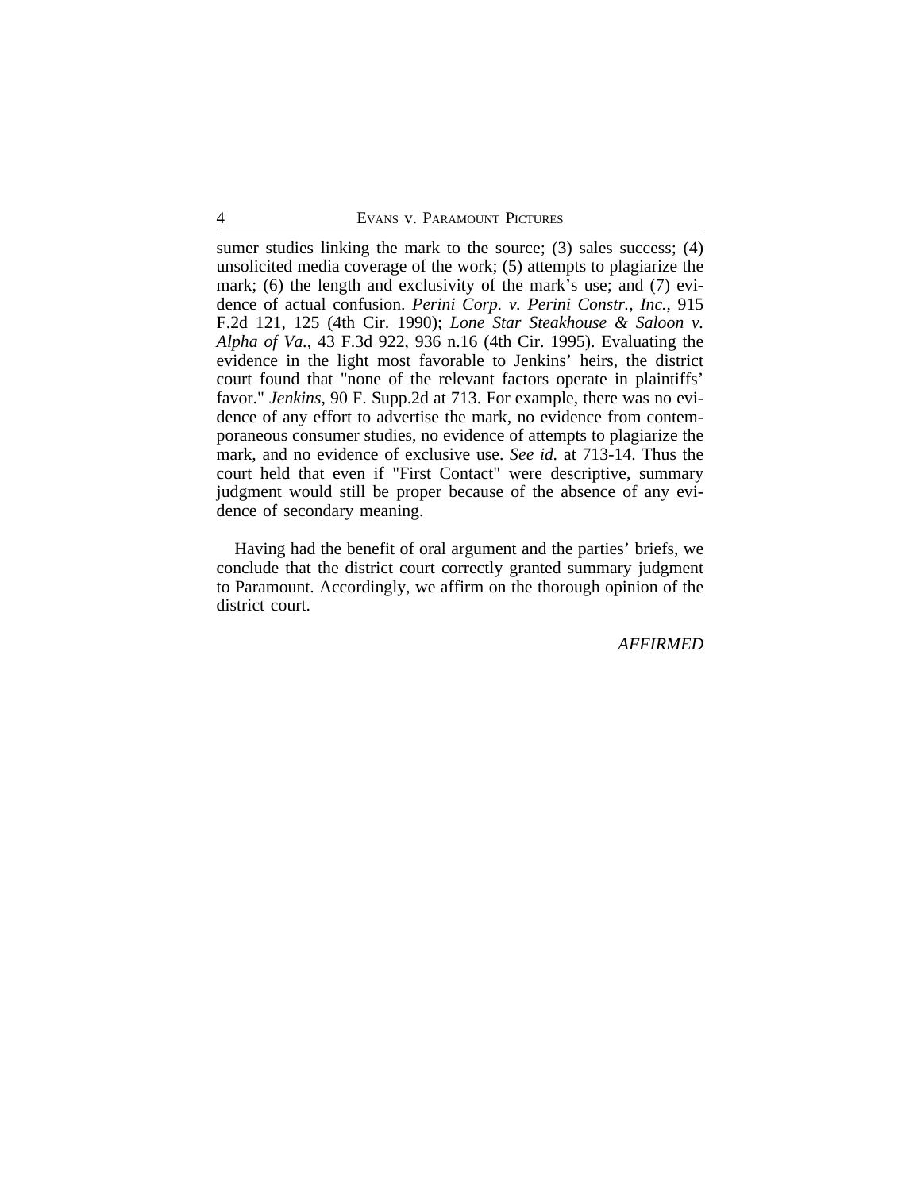sumer studies linking the mark to the source; (3) sales success; (4) unsolicited media coverage of the work; (5) attempts to plagiarize the mark; (6) the length and exclusivity of the mark's use; and (7) evidence of actual confusion. *Perini Corp. v. Perini Constr., Inc.*, 915 F.2d 121, 125 (4th Cir. 1990); *Lone Star Steakhouse & Saloon v. Alpha of Va.*, 43 F.3d 922, 936 n.16 (4th Cir. 1995). Evaluating the evidence in the light most favorable to Jenkins' heirs, the district court found that "none of the relevant factors operate in plaintiffs' favor." *Jenkins*, 90 F. Supp.2d at 713. For example, there was no evidence of any effort to advertise the mark, no evidence from contemporaneous consumer studies, no evidence of attempts to plagiarize the mark, and no evidence of exclusive use. *See id.* at 713-14. Thus the court held that even if "First Contact" were descriptive, summary judgment would still be proper because of the absence of any evidence of secondary meaning.

Having had the benefit of oral argument and the parties' briefs, we conclude that the district court correctly granted summary judgment to Paramount. Accordingly, we affirm on the thorough opinion of the district court.

*AFFIRMED*